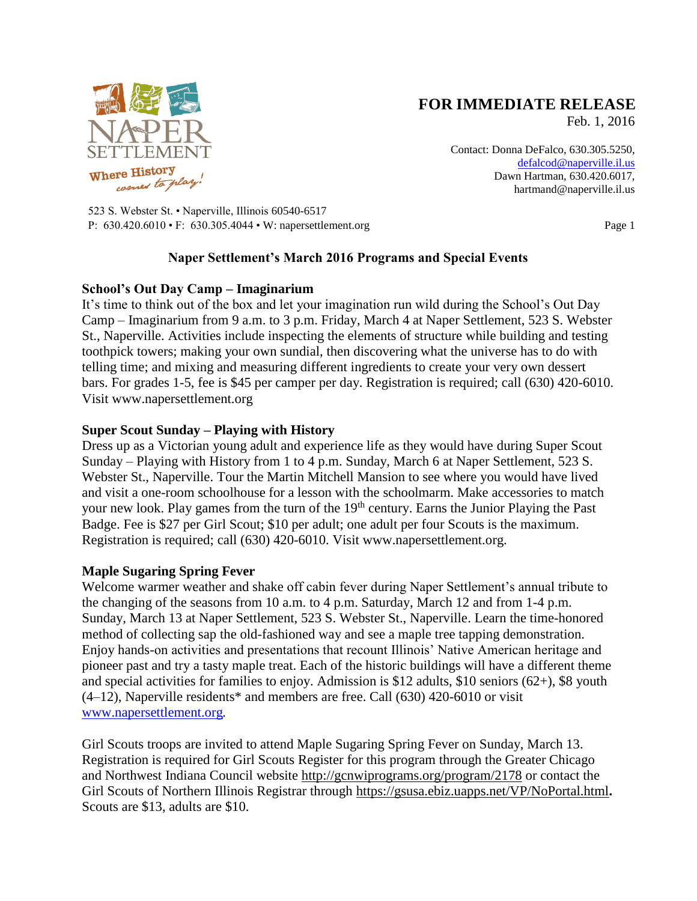Naper Settlement
Where History comes to play!

523 S. Webster St. • Naperville, Illinois 60540-6517
P: 630.420.6010 • F: 630.305.4044 • W: napersettlement.org

**FOR IMMEDIATE RELEASE**
Feb. 1, 2016

Contact: Donna DeFalco, 630.305.5250, defalcod@naperville.il.us
Dawn Hartman, 630.420.6017, hartmand@naperville.il.us

## Naper Settlement's March 2016 Programs and Special Events

### School's Out Day Camp – Imaginarium

It's time to think out of the box and let your imagination run wild during the School's Out Day Camp – Imaginarium from 9 a.m. to 3 p.m. Friday, March 4 at Naper Settlement, 523 S. Webster St., Naperville. Activities include inspecting the elements of structure while building and testing toothpick towers; making your own sundial, then discovering what the universe has to do with telling time; and mixing and measuring different ingredients to create your very own dessert bars. For grades 1-5, fee is $45 per camper per day. Registration is required; call (630) 420-6010. Visit www.napersettlement.org

### Super Scout Sunday – Playing with History

Dress up as a Victorian young adult and experience life as they would have during Super Scout Sunday – Playing with History from 1 to 4 p.m. Sunday, March 6 at Naper Settlement, 523 S. Webster St., Naperville. Tour the Martin Mitchell Mansion to see where you would have lived and visit a one-room schoolhouse for a lesson with the schoolmarm. Make accessories to match your new look. Play games from the turn of the 19th century. Earns the Junior Playing the Past Badge. Fee is $27 per Girl Scout; $10 per adult; one adult per four Scouts is the maximum. Registration is required; call (630) 420-6010. Visit www.napersettlement.org.

### Maple Sugaring Spring Fever

Welcome warmer weather and shake off cabin fever during Naper Settlement's annual tribute to the changing of the seasons from 10 a.m. to 4 p.m. Saturday, March 12 and from 1-4 p.m. Sunday, March 13 at Naper Settlement, 523 S. Webster St., Naperville. Learn the time-honored method of collecting sap the old-fashioned way and see a maple tree tapping demonstration. Enjoy hands-on activities and presentations that recount Illinois' Native American heritage and pioneer past and try a tasty maple treat. Each of the historic buildings will have a different theme and special activities for families to enjoy. Admission is $12 adults, $10 seniors (62+), $8 youth (4–12), Naperville residents* and members are free. Call (630) 420-6010 or visit www.napersettlement.org.

Girl Scouts troops are invited to attend Maple Sugaring Spring Fever on Sunday, March 13. Registration is required for Girl Scouts Register for this program through the Greater Chicago and Northwest Indiana Council website http://gcnwiprograms.org/program/2178 or contact the Girl Scouts of Northern Illinois Registrar through **https://gsusa.ebiz.uapps.net/VP/NoPortal.html.** Scouts are $13, adults are $10.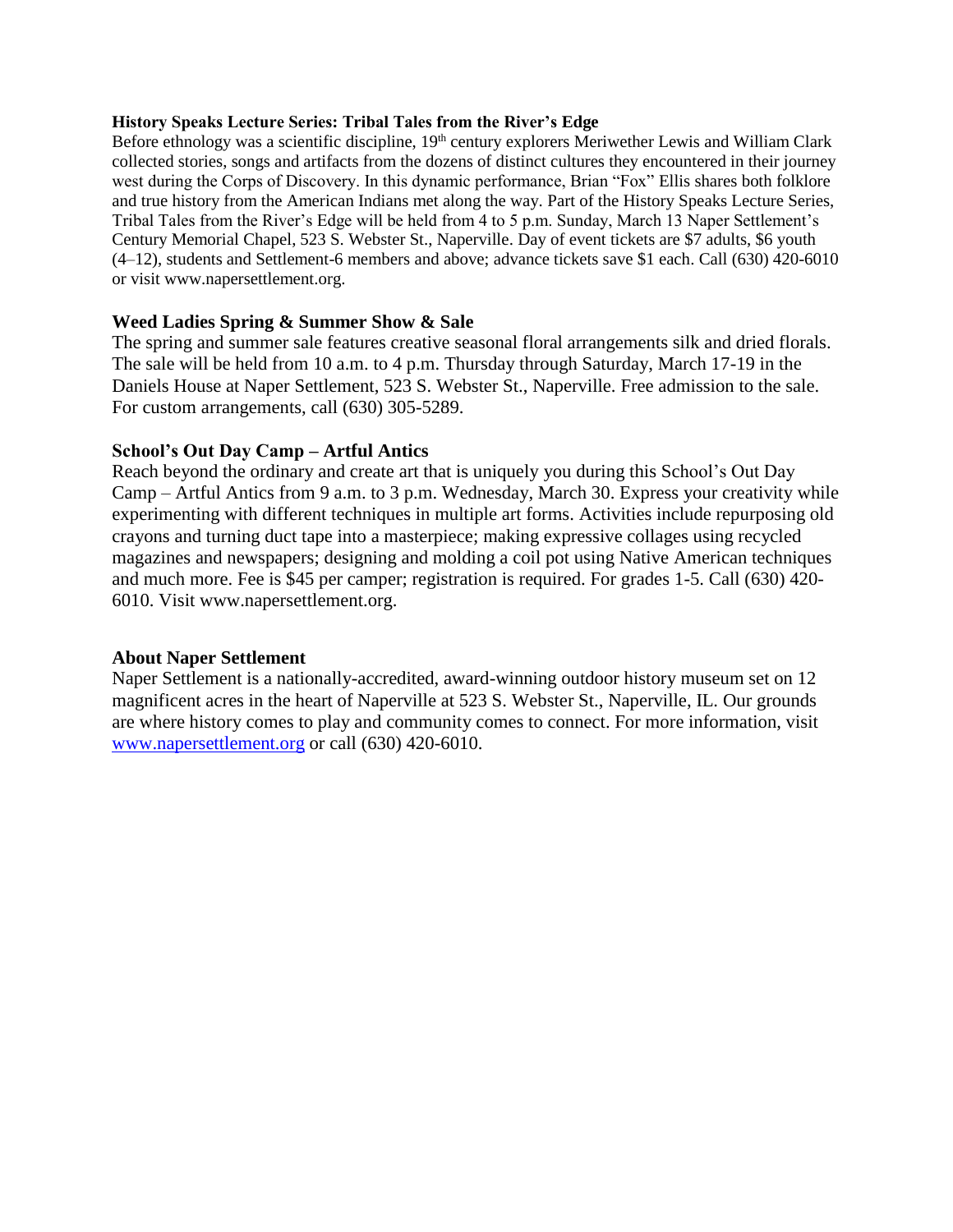**History Speaks Lecture Series: Tribal Tales from the River's Edge**

Before ethnology was a scientific discipline, 19th century explorers Meriwether Lewis and William Clark collected stories, songs and artifacts from the dozens of distinct cultures they encountered in their journey west during the Corps of Discovery. In this dynamic performance, Brian "Fox" Ellis shares both folklore and true history from the American Indians met along the way. Part of the History Speaks Lecture Series, Tribal Tales from the River's Edge will be held from 4 to 5 p.m. Sunday, March 13 Naper Settlement's Century Memorial Chapel, 523 S. Webster St., Naperville. Day of event tickets are $7 adults, $6 youth (4–12), students and Settlement-6 members and above; advance tickets save $1 each. Call (630) 420-6010 or visit www.napersettlement.org.

**Weed Ladies Spring & Summer Show & Sale**

The spring and summer sale features creative seasonal floral arrangements silk and dried florals. The sale will be held from 10 a.m. to 4 p.m. Thursday through Saturday, March 17-19 in the Daniels House at Naper Settlement, 523 S. Webster St., Naperville. Free admission to the sale. For custom arrangements, call (630) 305-5289.

**School's Out Day Camp – Artful Antics**

Reach beyond the ordinary and create art that is uniquely you during this School's Out Day Camp – Artful Antics from 9 a.m. to 3 p.m. Wednesday, March 30. Express your creativity while experimenting with different techniques in multiple art forms. Activities include repurposing old crayons and turning duct tape into a masterpiece; making expressive collages using recycled magazines and newspapers; designing and molding a coil pot using Native American techniques and much more. Fee is $45 per camper; registration is required. For grades 1-5. Call (630) 420-6010. Visit www.napersettlement.org.

**About Naper Settlement**

Naper Settlement is a nationally-accredited, award-winning outdoor history museum set on 12 magnificent acres in the heart of Naperville at 523 S. Webster St., Naperville, IL. Our grounds are where history comes to play and community comes to connect. For more information, visit [www.napersettlement.org](http://www.napersettlement.org) or call (630) 420-6010.